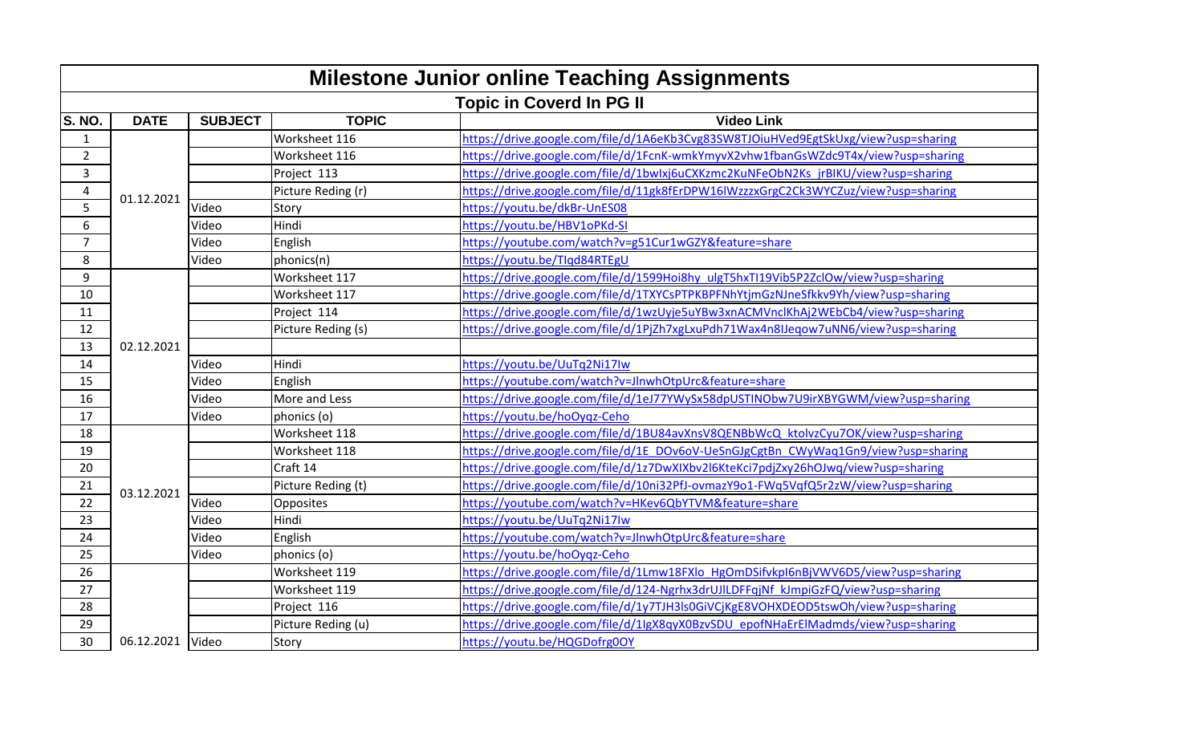# Milestone Junior online Teaching Assignments

## Topic in Coverd In PG II

| S. NO. | DATE | SUBJECT | TOPIC | Video Link |
|---|---|---|---|---|
| 1 | 01.12.2021 | | Worksheet 116 | https://drive.google.com/file/d/1A6eKb3Cvg83SW8TJOiuHVed9EgtSkUxg/view?usp=sharing |
| 2 | | | Worksheet 116 | https://drive.google.com/file/d/1FcnK-wmkYmyvX2vhw1fbanGsWZdc9T4x/view?usp=sharing |
| 3 | | | Project 113 | https://drive.google.com/file/d/1bwlxj6uCXKzmc2KuNFeObN2Ks_jrBIKU/view?usp=sharing |
| 4 | | | Picture Reding (r) | https://drive.google.com/file/d/11gk8fErDPW16lWzzzxGrgC2Ck3WYCZuz/view?usp=sharing |
| 5 | | Video | Story | https://youtu.be/dkBr-UnES08 |
| 6 | | Video | Hindi | https://youtu.be/HBV1oPKd-SI |
| 7 | | Video | English | https://youtube.com/watch?v=g51Cur1wGZY&feature=share |
| 8 | | Video | phonics(n) | https://youtu.be/TIqd84RTEgU |
| 9 | 02.12.2021 | | Worksheet 117 | https://drive.google.com/file/d/1599Hoi8hy_ulgT5hxTI19Vib5P2ZclOw/view?usp=sharing |
| 10 | | | Worksheet 117 | https://drive.google.com/file/d/1TXYCsPTPKBPFNhYtjmGzNJneSfkkv9Yh/view?usp=sharing |
| 11 | | | Project 114 | https://drive.google.com/file/d/1wzUyje5uYBw3xnACMVnclKhAj2WEbCb4/view?usp=sharing |
| 12 | | | Picture Reding (s) | https://drive.google.com/file/d/1PjZh7xgLxuPdh71Wax4n8IJeqow7uNN6/view?usp=sharing |
| 13 | | | | |
| 14 | | Video | Hindi | https://youtu.be/UuTq2Ni17Iw |
| 15 | | Video | English | https://youtube.com/watch?v=JlnwhOtpUrc&feature=share |
| 16 | | Video | More and Less | https://drive.google.com/file/d/1eJ77YWySx58dpUSTINObw7U9irXBYGWM/view?usp=sharing |
| 17 | | Video | phonics (o) | https://youtu.be/hoOyqz-Ceho |
| 18 | 03.12.2021 | | Worksheet 118 | https://drive.google.com/file/d/1BU84avXnsV8QENBbWcQ_ktolvzCyu7OK/view?usp=sharing |
| 19 | | | Worksheet 118 | https://drive.google.com/file/d/1E_DOv6oV-UeSnGJgCgtBn_CWyWaq1Gn9/view?usp=sharing |
| 20 | | | Craft 14 | https://drive.google.com/file/d/1z7DwXIXbv2l6KteKci7pdjZxy26hOJwq/view?usp=sharing |
| 21 | | | Picture Reding (t) | https://drive.google.com/file/d/10ni32PfJ-ovmazY9o1-FWq5VqfQ5r2zW/view?usp=sharing |
| 22 | | Video | Opposites | https://youtube.com/watch?v=HKev6QbYTVM&feature=share |
| 23 | | Video | Hindi | https://youtu.be/UuTq2Ni17Iw |
| 24 | | Video | English | https://youtube.com/watch?v=JlnwhOtpUrc&feature=share |
| 25 | | Video | phonics (o) | https://youtu.be/hoOyqz-Ceho |
| 26 | 06.12.2021 | | Worksheet 119 | https://drive.google.com/file/d/1Lmw18FXlo_HgOmDSifvkpI6nBjVWV6D5/view?usp=sharing |
| 27 | | | Worksheet 119 | https://drive.google.com/file/d/124-Ngrhx3drUJlLDFFqjNf_kJmpiGzFQ/view?usp=sharing |
| 28 | | | Project 116 | https://drive.google.com/file/d/1y7TJH3ls0GiVCjKgE8VOHXDEOD5tswOh/view?usp=sharing |
| 29 | | | Picture Reding (u) | https://drive.google.com/file/d/1IgX8qyX0BzvSDU_epofNHaErElMadmds/view?usp=sharing |
| 30 | | Video | Story | https://youtu.be/HQGDofrg0OY |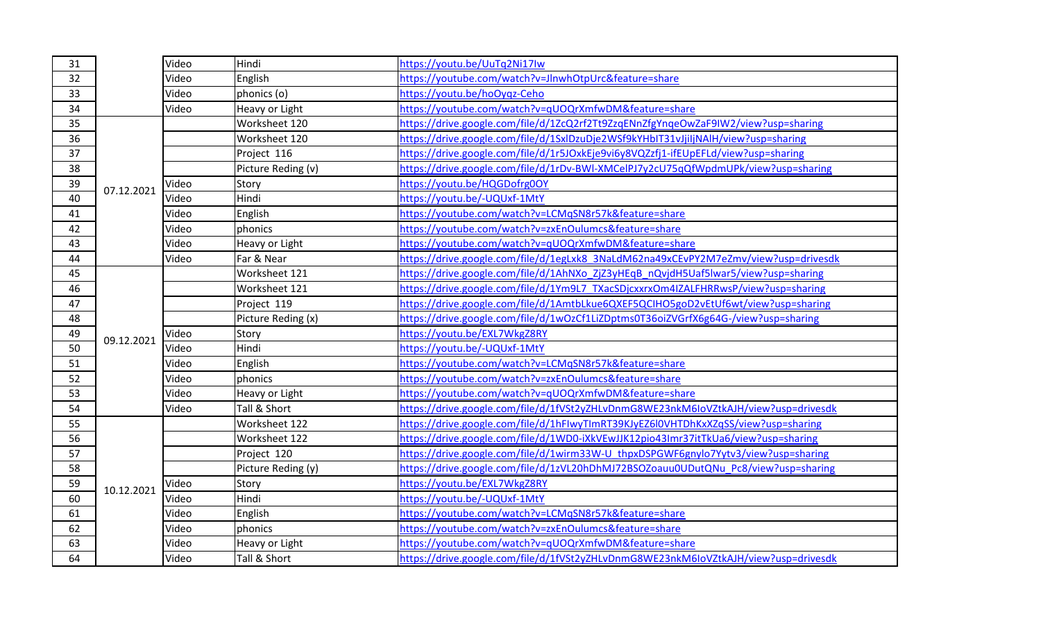| 31 | | Video | Hindi | https://youtu.be/UuTq2Ni17Iw |
|---|---|---|---|---|
| 32 | | Video | English | https://youtube.com/watch?v=JlnwhOtpUrc&feature=share |
| 33 | | Video | phonics (o) | https://youtu.be/hoOyqz-Ceho |
| 34 | | Video | Heavy or Light | https://youtube.com/watch?v=qUOQrXmfwDM&feature=share |
| 35 | 07.12.2021 | | Worksheet 120 | https://drive.google.com/file/d/1ZcQ2rf2Tt9ZzqENnZfgYnqeOwZaF9IW2/view?usp=sharing |
| 36 | | | Worksheet 120 | https://drive.google.com/file/d/1SxlDzuDje2WSf9kYHbIT31vJjiljNAlH/view?usp=sharing |
| 37 | | | Project 116 | https://drive.google.com/file/d/1r5JOxkEje9vi6y8VQZzfj1-ifEUpEFLd/view?usp=sharing |
| 38 | | | Picture Reding (v) | https://drive.google.com/file/d/1rDv-BWl-XMCelPJ7y2cU75qQfWpdmUPk/view?usp=sharing |
| 39 | | Video | Story | https://youtu.be/HQGDofrg0OY |
| 40 | | Video | Hindi | https://youtu.be/-UQUxf-1MtY |
| 41 | | Video | English | https://youtube.com/watch?v=LCMqSN8r57k&feature=share |
| 42 | | Video | phonics | https://youtube.com/watch?v=zxEnOulumcs&feature=share |
| 43 | | Video | Heavy or Light | https://youtube.com/watch?v=qUOQrXmfwDM&feature=share |
| 44 | | Video | Far & Near | https://drive.google.com/file/d/1egLxk8_3NaLdM62na49xCEvPY2M7eZmv/view?usp=drivesdk |
| 45 | 09.12.2021 | | Worksheet 121 | https://drive.google.com/file/d/1AhNXo_ZjZ3yHEqB_nQvjdH5Uaf5lwar5/view?usp=sharing |
| 46 | | | Worksheet 121 | https://drive.google.com/file/d/1Ym9L7_TXacSDjcxxrxOm4IZALFHRRwsP/view?usp=sharing |
| 47 | | | Project 119 | https://drive.google.com/file/d/1AmtbLkue6QXEF5QCIHO5goD2vEtUf6wt/view?usp=sharing |
| 48 | | | Picture Reding (x) | https://drive.google.com/file/d/1wOzCf1LiZDptms0T36oiZVGrfX6g64G-/view?usp=sharing |
| 49 | | Video | Story | https://youtu.be/EXL7WkgZ8RY |
| 50 | | Video | Hindi | https://youtu.be/-UQUxf-1MtY |
| 51 | | Video | English | https://youtube.com/watch?v=LCMqSN8r57k&feature=share |
| 52 | | Video | phonics | https://youtube.com/watch?v=zxEnOulumcs&feature=share |
| 53 | | Video | Heavy or Light | https://youtube.com/watch?v=qUOQrXmfwDM&feature=share |
| 54 | | Video | Tall & Short | https://drive.google.com/file/d/1fVSt2yZHLvDnmG8WE23nkM6IoVZtkAJH/view?usp=drivesdk |
| 55 | 10.12.2021 | | Worksheet 122 | https://drive.google.com/file/d/1hFIwyTlmRT39KJyEZ6l0VHTDhKxXZqSS/view?usp=sharing |
| 56 | | | Worksheet 122 | https://drive.google.com/file/d/1WD0-iXkVEwJJK12pio43Imr37itTkUa6/view?usp=sharing |
| 57 | | | Project 120 | https://drive.google.com/file/d/1wirm33W-U_thpxDSPGWF6gnylo7Yytv3/view?usp=sharing |
| 58 | | | Picture Reding (y) | https://drive.google.com/file/d/1zVL20hDhMJ72BSOZoauu0UDutQNu_Pc8/view?usp=sharing |
| 59 | | Video | Story | https://youtu.be/EXL7WkgZ8RY |
| 60 | | Video | Hindi | https://youtu.be/-UQUxf-1MtY |
| 61 | | Video | English | https://youtube.com/watch?v=LCMqSN8r57k&feature=share |
| 62 | | Video | phonics | https://youtube.com/watch?v=zxEnOulumcs&feature=share |
| 63 | | Video | Heavy or Light | https://youtube.com/watch?v=qUOQrXmfwDM&feature=share |
| 64 | | Video | Tall & Short | https://drive.google.com/file/d/1fVSt2yZHLvDnmG8WE23nkM6IoVZtkAJH/view?usp=drivesdk |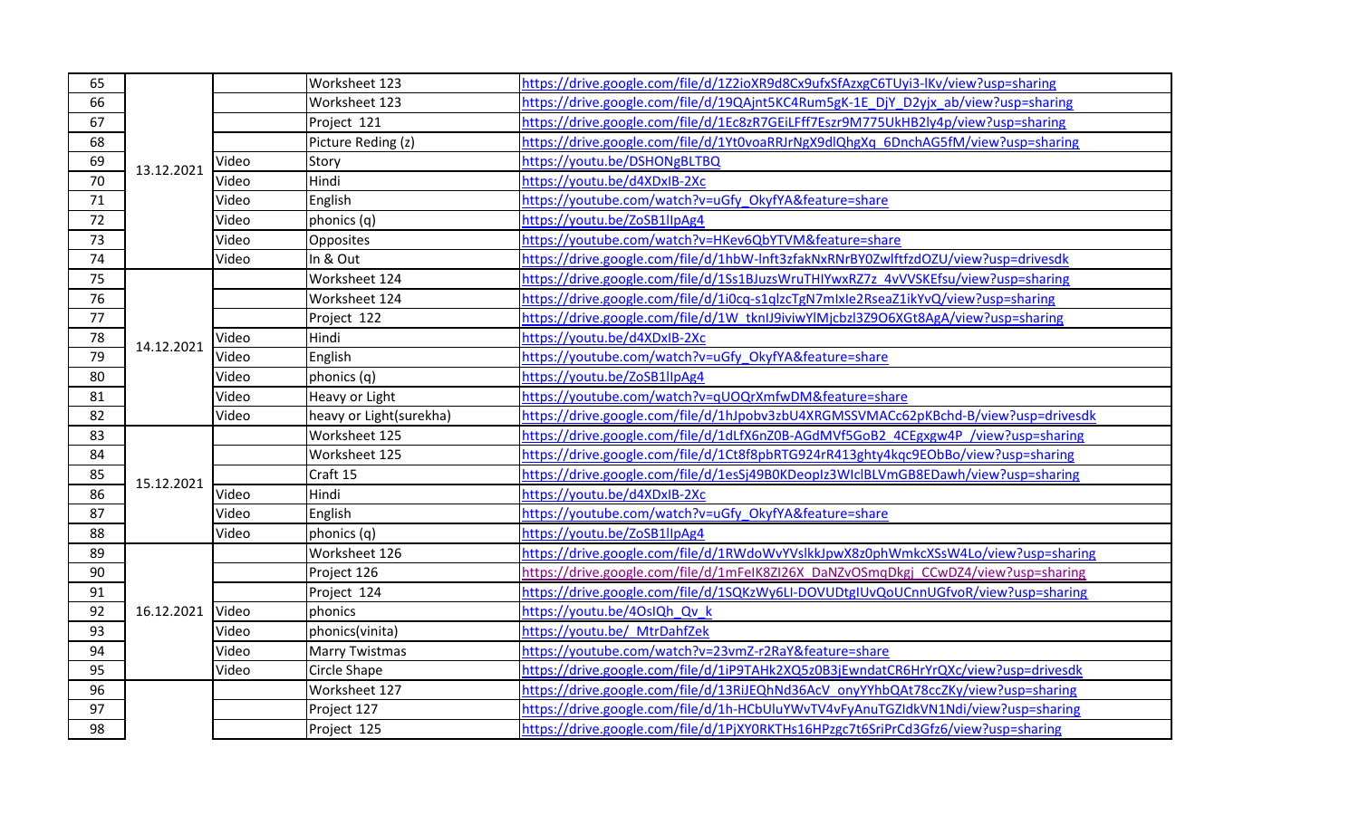| | | | | |
|---|---|---|---|---|
| 65 | 13.12.2021 | | Worksheet 123 | https://drive.google.com/file/d/1Z2ioXR9d8Cx9ufxSfAzxgC6TUyi3-lKv/view?usp=sharing |
| 66 | | | Worksheet 123 | https://drive.google.com/file/d/19QAjnt5KC4Rum5gK-1E_DjY_D2yjx_ab/view?usp=sharing |
| 67 | | | Project 121 | https://drive.google.com/file/d/1Ec8zR7GEiLFff7Eszr9M775UkHB2ly4p/view?usp=sharing |
| 68 | | | Picture Reding (z) | https://drive.google.com/file/d/1Yt0voaRRJrNgX9dlQhgXq_6DnchAG5fM/view?usp=sharing |
| 69 | | Video | Story | https://youtu.be/DSHONgBLTBQ |
| 70 | | Video | Hindi | https://youtu.be/d4XDxIB-2Xc |
| 71 | | Video | English | https://youtube.com/watch?v=uGfy_OkyfYA&feature=share |
| 72 | | Video | phonics (q) | https://youtu.be/ZoSB1llpAg4 |
| 73 | | Video | Opposites | https://youtube.com/watch?v=HKev6QbYTVM&feature=share |
| 74 | | Video | In & Out | https://drive.google.com/file/d/1hbW-lnft3zfakNxRNrBY0ZwlftfzdOZU/view?usp=drivesdk |
| 75 | 14.12.2021 | | Worksheet 124 | https://drive.google.com/file/d/1Ss1BJuzsWruTHIYwxRZ7z_4vVVSKEfsu/view?usp=sharing |
| 76 | | | Worksheet 124 | https://drive.google.com/file/d/1i0cq-s1qlzcTgN7mIxIe2RseaZ1ikYvQ/view?usp=sharing |
| 77 | | | Project 122 | https://drive.google.com/file/d/1W_tknIJ9iviwYlMjcbzl3Z9O6XGt8AgA/view?usp=sharing |
| 78 | | Video | Hindi | https://youtu.be/d4XDxIB-2Xc |
| 79 | | Video | English | https://youtube.com/watch?v=uGfy_OkyfYA&feature=share |
| 80 | | Video | phonics (q) | https://youtu.be/ZoSB1llpAg4 |
| 81 | | Video | Heavy or Light | https://youtube.com/watch?v=qUOQrXmfwDM&feature=share |
| 82 | | Video | heavy or Light(surekha) | https://drive.google.com/file/d/1hJpobv3zbU4XRGMSSVMACc62pKBchd-B/view?usp=drivesdk |
| 83 | 15.12.2021 | | Worksheet 125 | https://drive.google.com/file/d/1dLfX6nZ0B-AGdMVf5GoB2_4CEgxgw4P_/view?usp=sharing |
| 84 | | | Worksheet 125 | https://drive.google.com/file/d/1Ct8f8pbRTG924rR413ghty4kqc9EObBo/view?usp=sharing |
| 85 | | | Craft 15 | https://drive.google.com/file/d/1esSj49B0KDeopIz3WIclBLVmGB8EDawh/view?usp=sharing |
| 86 | | Video | Hindi | https://youtu.be/d4XDxIB-2Xc |
| 87 | | Video | English | https://youtube.com/watch?v=uGfy_OkyfYA&feature=share |
| 88 | | Video | phonics (q) | https://youtu.be/ZoSB1llpAg4 |
| 89 | 16.12.2021 | | Worksheet 126 | https://drive.google.com/file/d/1RWdoWvYVslkkJpwX8z0phWmkcXSsW4Lo/view?usp=sharing |
| 90 | | | Project 126 | https://drive.google.com/file/d/1mFeIK8ZI26X_DaNZvOSmqDkgj_CCwDZ4/view?usp=sharing |
| 91 | | | Project 124 | https://drive.google.com/file/d/1SQKzWy6LI-DOVUDtgIUvQoUCnnUGfvoR/view?usp=sharing |
| 92 | | Video | phonics | https://youtu.be/4OsIQh_Qv_k |
| 93 | | Video | phonics(vinita) | https://youtu.be/_MtrDahfZek |
| 94 | | Video | Marry Twistmas | https://youtube.com/watch?v=23vmZ-r2RaY&feature=share |
| 95 | | Video | Circle Shape | https://drive.google.com/file/d/1iP9TAHk2XQ5z0B3jEwndatCR6HrYrQXc/view?usp=drivesdk |
| 96 | | | Worksheet 127 | https://drive.google.com/file/d/13RiJEQhNd36AcV_onyYYhbQAt78ccZKy/view?usp=sharing |
| 97 | | | Project 127 | https://drive.google.com/file/d/1h-HCbUluYWvTV4vFyAnuTGZIdkVN1Ndi/view?usp=sharing |
| 98 | | | Project 125 | https://drive.google.com/file/d/1PjXY0RKTHs16HPzgc7t6SriPrCd3Gfz6/view?usp=sharing |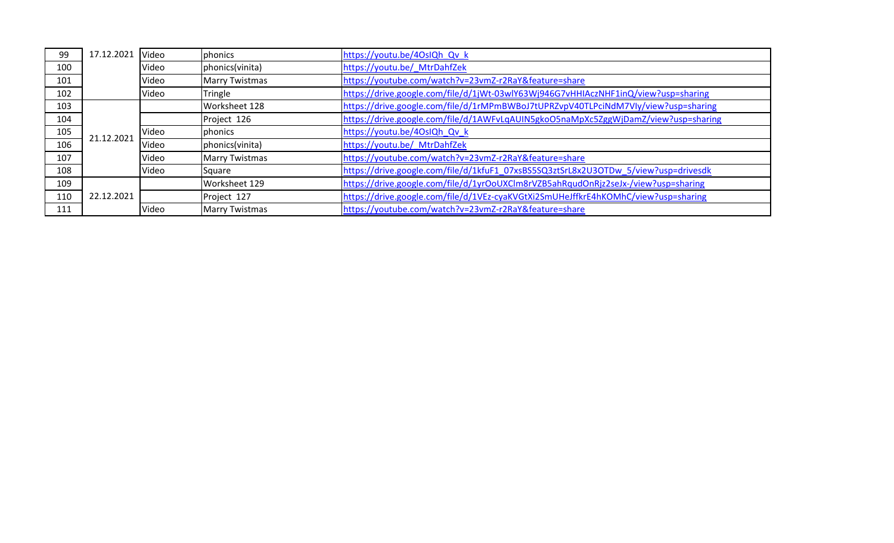| | | | | |
|---|---|---|---|---|
| 99 | 17.12.2021 | Video | phonics | https://youtu.be/4OsIQh_Qv_k |
| 100 | | Video | phonics(vinita) | https://youtu.be/_MtrDahfZek |
| 101 | | Video | Marry Twistmas | https://youtube.com/watch?v=23vmZ-r2RaY&feature=share |
| 102 | | Video | Tringle | https://drive.google.com/file/d/1jWt-03wlY63Wj946G7vHHIAczNHF1inQ/view?usp=sharing |
| 103 | 21.12.2021 | | Worksheet 128 | https://drive.google.com/file/d/1rMPmBWBoJ7tUPRZvpV40TLPciNdM7VIy/view?usp=sharing |
| 104 | | | Project 126 | https://drive.google.com/file/d/1AWFvLqAUIN5gkoO5naMpXc5ZggWjDamZ/view?usp=sharing |
| 105 | | Video | phonics | https://youtu.be/4OsIQh_Qv_k |
| 106 | | Video | phonics(vinita) | https://youtu.be/_MtrDahfZek |
| 107 | | Video | Marry Twistmas | https://youtube.com/watch?v=23vmZ-r2RaY&feature=share |
| 108 | | Video | Square | https://drive.google.com/file/d/1kfuF1_07xsBS5SQ3ztSrL8x2U3OTDw_5/view?usp=drivesdk |
| 109 | 22.12.2021 | | Worksheet 129 | https://drive.google.com/file/d/1yrOoUXClm8rVZB5ahRqudOnRjz2seJx-/view?usp=sharing |
| 110 | | | Project 127 | https://drive.google.com/file/d/1VEz-cyaKVGtXi2SmUHeJffkrE4hKOMhC/view?usp=sharing |
| 111 | | Video | Marry Twistmas | https://youtube.com/watch?v=23vmZ-r2RaY&feature=share |